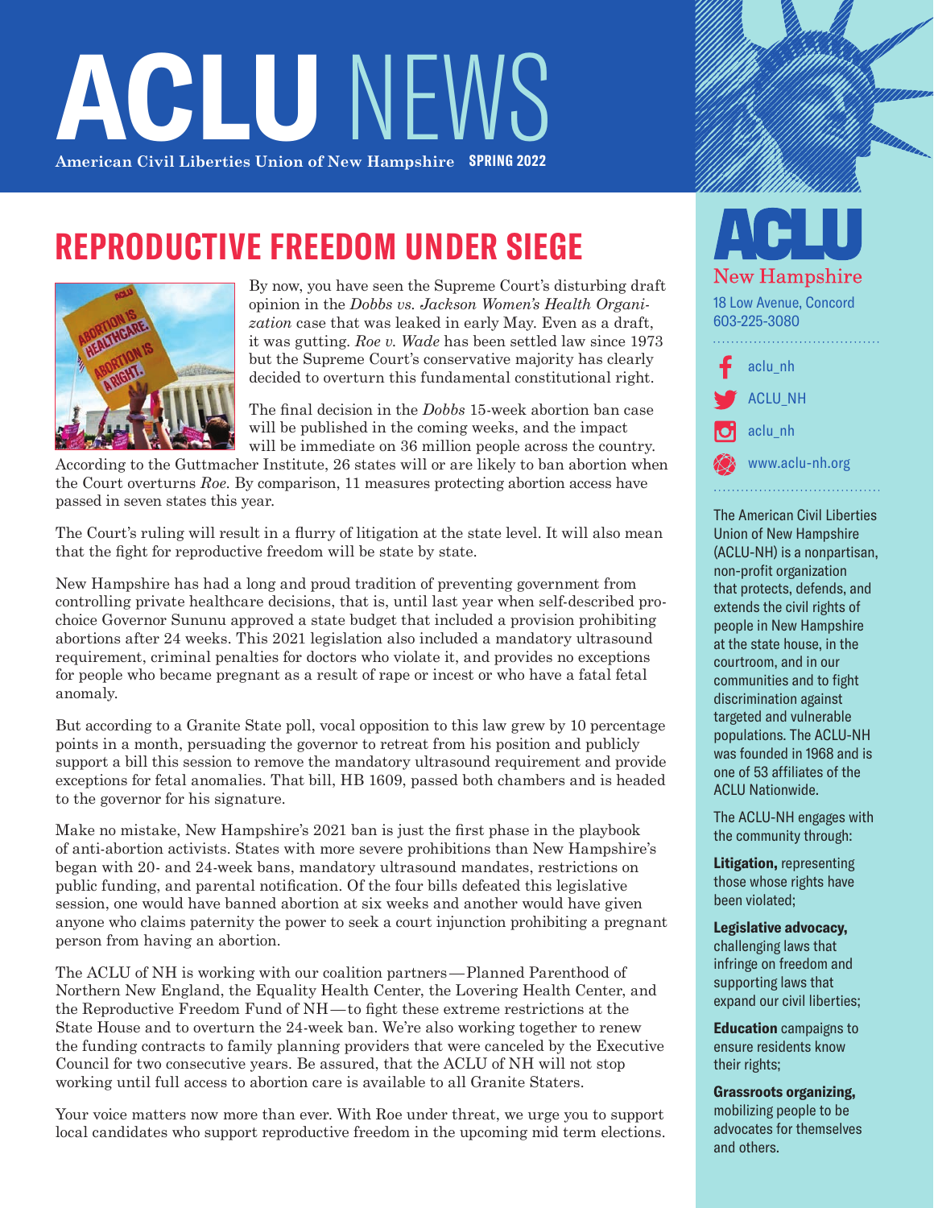# ACLU NEWS

**American Civil Liberties Union of New Hampshire** **SPRING 2022**

## REPRODUCTIVE FREEDOM UNDER SIEGE

By now, you have seen the Supreme Court's disturbing draft opinion in the *Dobbs vs. Jackson Women's Health Organization* case that was leaked in early May. Even as a draft, it was gutting. *Roe v. Wade* has been settled law since 1973 but the Supreme Court's conservative majority has clearly decided to overturn this fundamental constitutional right.

The final decision in the *Dobbs* 15-week abortion ban case will be published in the coming weeks, and the impact will be immediate on 36 million people across the country. According to the Guttmacher Institute, 26 states will or are likely to ban abortion when the Court overturns *Roe*. By comparison, 11 measures protecting abortion access have passed in seven states this year.

The Court's ruling will result in a flurry of litigation at the state level. It will also mean that the fight for reproductive freedom will be state by state.

New Hampshire has had a long and proud tradition of preventing government from controlling private healthcare decisions, that is, until last year when self-described pro-choice Governor Sununu approved a state budget that included a provision prohibiting abortions after 24 weeks. This 2021 legislation also included a mandatory ultrasound requirement, criminal penalties for doctors who violate it, and provides no exceptions for people who became pregnant as a result of rape or incest or who have a fatal fetal anomaly.

But according to a Granite State poll, vocal opposition to this law grew by 10 percentage points in a month, persuading the governor to retreat from his position and publicly support a bill this session to remove the mandatory ultrasound requirement and provide exceptions for fetal anomalies. That bill, HB 1609, passed both chambers and is headed to the governor for his signature.

Make no mistake, New Hampshire's 2021 ban is just the first phase in the playbook of anti-abortion activists. States with more severe prohibitions than New Hampshire's began with 20- and 24-week bans, mandatory ultrasound mandates, restrictions on public funding, and parental notification. Of the four bills defeated this legislative session, one would have banned abortion at six weeks and another would have given anyone who claims paternity the power to seek a court injunction prohibiting a pregnant person from having an abortion.

The ACLU of NH is working with our coalition partners—Planned Parenthood of Northern New England, the Equality Health Center, the Lovering Health Center, and the Reproductive Freedom Fund of NH—to fight these extreme restrictions at the State House and to overturn the 24-week ban. We're also working together to renew the funding contracts to family planning providers that were canceled by the Executive Council for two consecutive years. Be assured, that the ACLU of NH will not stop working until full access to abortion care is available to all Granite Staters.

Your voice matters now more than ever. With Roe under threat, we urge you to support local candidates who support reproductive freedom in the upcoming mid term elections.

---

**ACLU New Hampshire**

18 Low Avenue, Concord
603-225-3080

aclu_nh
ACLU_NH
aclu_nh
www.aclu-nh.org

The American Civil Liberties Union of New Hampshire (ACLU-NH) is a nonpartisan, non-profit organization that protects, defends, and extends the civil rights of people in New Hampshire at the state house, in the courtroom, and in our communities and to fight discrimination against targeted and vulnerable populations. The ACLU-NH was founded in 1968 and is one of 53 affiliates of the ACLU Nationwide.

The ACLU-NH engages with the community through:

**Litigation,** representing those whose rights have been violated;

**Legislative advocacy,** challenging laws that infringe on freedom and supporting laws that expand our civil liberties;

**Education** campaigns to ensure residents know their rights;

**Grassroots organizing,** mobilizing people to be advocates for themselves and others.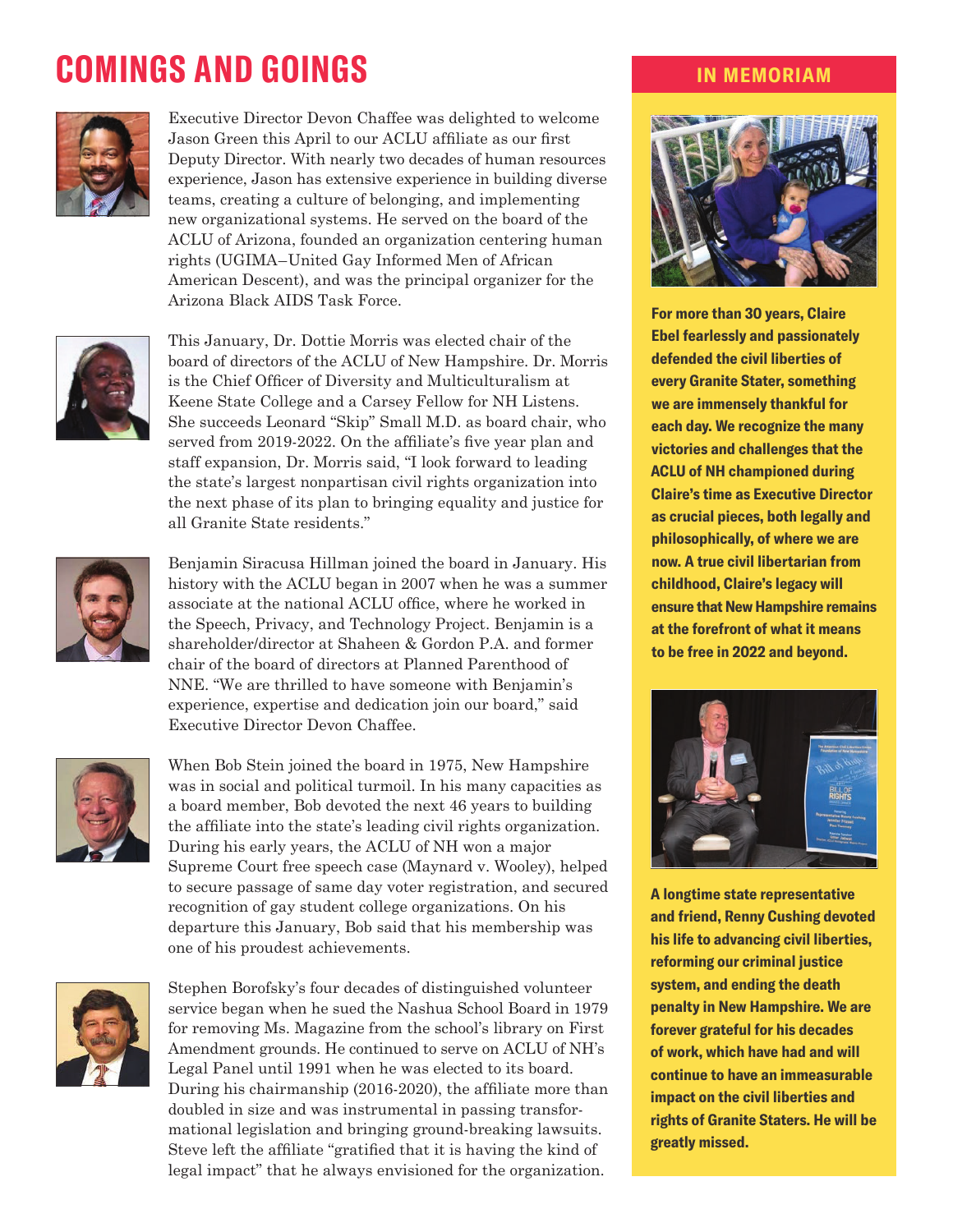# COMINGS AND GOINGS

Executive Director Devon Chaffee was delighted to welcome Jason Green this April to our ACLU affiliate as our first Deputy Director. With nearly two decades of human resources experience, Jason has extensive experience in building diverse teams, creating a culture of belonging, and implementing new organizational systems. He served on the board of the ACLU of Arizona, founded an organization centering human rights (UGIMA–United Gay Informed Men of African American Descent), and was the principal organizer for the Arizona Black AIDS Task Force.

This January, Dr. Dottie Morris was elected chair of the board of directors of the ACLU of New Hampshire. Dr. Morris is the Chief Officer of Diversity and Multiculturalism at Keene State College and a Carsey Fellow for NH Listens. She succeeds Leonard "Skip" Small M.D. as board chair, who served from 2019-2022. On the affiliate's five year plan and staff expansion, Dr. Morris said, "I look forward to leading the state's largest nonpartisan civil rights organization into the next phase of its plan to bringing equality and justice for all Granite State residents."

Benjamin Siracusa Hillman joined the board in January. His history with the ACLU began in 2007 when he was a summer associate at the national ACLU office, where he worked in the Speech, Privacy, and Technology Project. Benjamin is a shareholder/director at Shaheen & Gordon P.A. and former chair of the board of directors at Planned Parenthood of NNE. "We are thrilled to have someone with Benjamin's experience, expertise and dedication join our board," said Executive Director Devon Chaffee.

When Bob Stein joined the board in 1975, New Hampshire was in social and political turmoil. In his many capacities as a board member, Bob devoted the next 46 years to building the affiliate into the state's leading civil rights organization. During his early years, the ACLU of NH won a major Supreme Court free speech case (Maynard v. Wooley), helped to secure passage of same day voter registration, and secured recognition of gay student college organizations. On his departure this January, Bob said that his membership was one of his proudest achievements.

Stephen Borofsky's four decades of distinguished volunteer service began when he sued the Nashua School Board in 1979 for removing Ms. Magazine from the school's library on First Amendment grounds. He continued to serve on ACLU of NH's Legal Panel until 1991 when he was elected to its board. During his chairmanship (2016-2020), the affiliate more than doubled in size and was instrumental in passing transformational legislation and bringing ground-breaking lawsuits. Steve left the affiliate "gratified that it is having the kind of legal impact" that he always envisioned for the organization.

## IN MEMORIAM

**For more than 30 years, Claire Ebel fearlessly and passionately defended the civil liberties of every Granite Stater, something we are immensely thankful for each day. We recognize the many victories and challenges that the ACLU of NH championed during Claire's time as Executive Director as crucial pieces, both legally and philosophically, of where we are now. A true civil libertarian from childhood, Claire's legacy will ensure that New Hampshire remains at the forefront of what it means to be free in 2022 and beyond.**

**A longtime state representative and friend, Renny Cushing devoted his life to advancing civil liberties, reforming our criminal justice system, and ending the death penalty in New Hampshire. We are forever grateful for his decades of work, which have had and will continue to have an immeasurable impact on the civil liberties and rights of Granite Staters. He will be greatly missed.**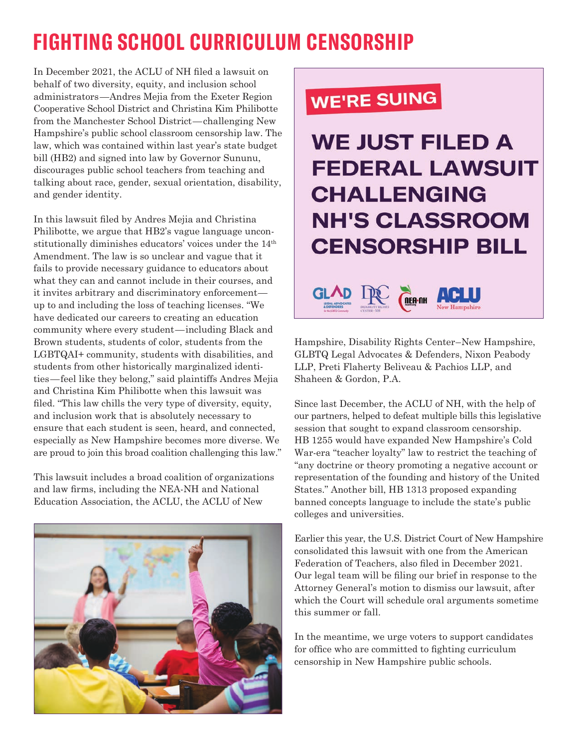# FIGHTING SCHOOL CURRICULUM CENSORSHIP

In December 2021, the ACLU of NH filed a lawsuit on behalf of two diversity, equity, and inclusion school administrators—Andres Mejia from the Exeter Region Cooperative School District and Christina Kim Philibotte from the Manchester School District—challenging New Hampshire's public school classroom censorship law. The law, which was contained within last year's state budget bill (HB2) and signed into law by Governor Sununu, discourages public school teachers from teaching and talking about race, gender, sexual orientation, disability, and gender identity.

In this lawsuit filed by Andres Mejia and Christina Philibotte, we argue that HB2's vague language unconstitutionally diminishes educators' voices under the 14th Amendment. The law is so unclear and vague that it fails to provide necessary guidance to educators about what they can and cannot include in their courses, and it invites arbitrary and discriminatory enforcement—up to and including the loss of teaching licenses. "We have dedicated our careers to creating an education community where every student—including Black and Brown students, students of color, students from the LGBTQAI+ community, students with disabilities, and students from other historically marginalized identities—feel like they belong," said plaintiffs Andres Mejia and Christina Kim Philibotte when this lawsuit was filed. "This law chills the very type of diversity, equity, and inclusion work that is absolutely necessary to ensure that each student is seen, heard, and connected, especially as New Hampshire becomes more diverse. We are proud to join this broad coalition challenging this law."

This lawsuit includes a broad coalition of organizations and law firms, including the NEA-NH and National Education Association, the ACLU, the ACLU of New Hampshire, Disability Rights Center–New Hampshire, GLBTQ Legal Advocates & Defenders, Nixon Peabody LLP, Preti Flaherty Beliveau & Pachios LLP, and Shaheen & Gordon, P.A.

**WE'RE SUING**

**WE JUST FILED A FEDERAL LAWSUIT CHALLENGING NH'S CLASSROOM CENSORSHIP BILL**

Since last December, the ACLU of NH, with the help of our partners, helped to defeat multiple bills this legislative session that sought to expand classroom censorship. HB 1255 would have expanded New Hampshire's Cold War-era "teacher loyalty" law to restrict the teaching of "any doctrine or theory promoting a negative account or representation of the founding and history of the United States." Another bill, HB 1313 proposed expanding banned concepts language to include the state's public colleges and universities.

Earlier this year, the U.S. District Court of New Hampshire consolidated this lawsuit with one from the American Federation of Teachers, also filed in December 2021. Our legal team will be filing our brief in response to the Attorney General's motion to dismiss our lawsuit, after which the Court will schedule oral arguments sometime this summer or fall.

In the meantime, we urge voters to support candidates for office who are committed to fighting curriculum censorship in New Hampshire public schools.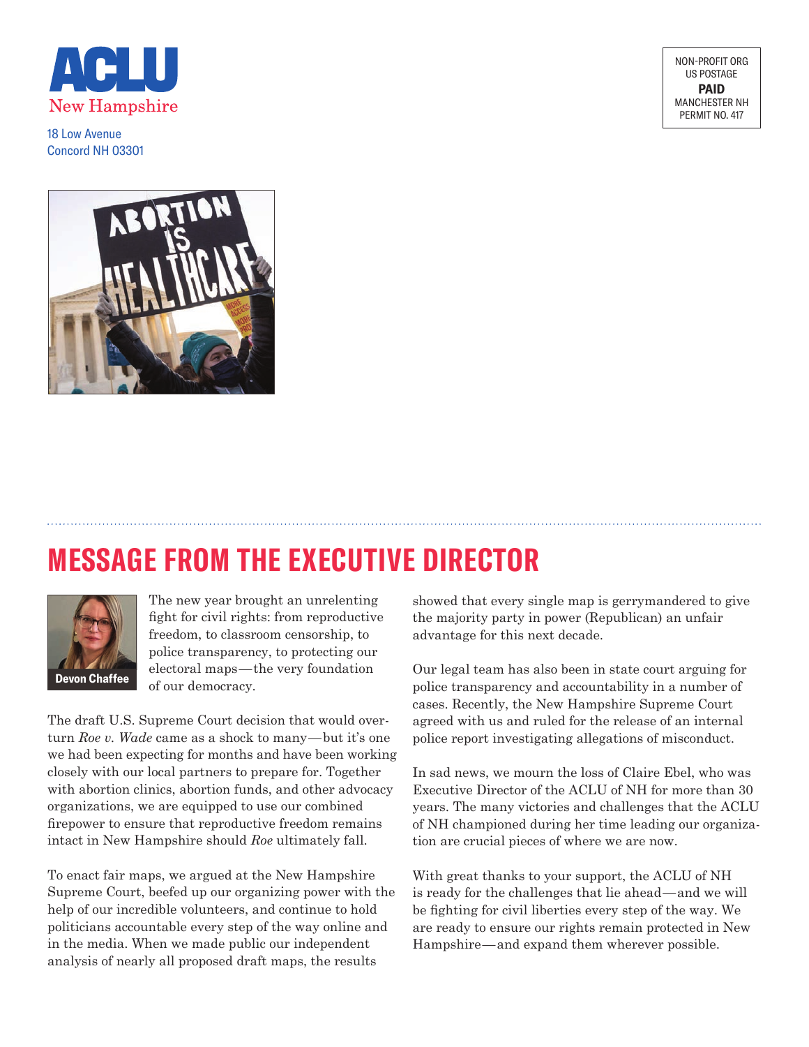ACLU
New Hampshire

18 Low Avenue
Concord NH 03301

NON-PROFIT ORG
US POSTAGE
**PAID**
MANCHESTER NH
PERMIT NO. 417

## MESSAGE FROM THE EXECUTIVE DIRECTOR

**Devon Chaffee**

The new year brought an unrelenting fight for civil rights: from reproductive freedom, to classroom censorship, to police transparency, to protecting our electoral maps—the very foundation of our democracy.

The draft U.S. Supreme Court decision that would overturn *Roe v. Wade* came as a shock to many—but it's one we had been expecting for months and have been working closely with our local partners to prepare for. Together with abortion clinics, abortion funds, and other advocacy organizations, we are equipped to use our combined firepower to ensure that reproductive freedom remains intact in New Hampshire should *Roe* ultimately fall.

To enact fair maps, we argued at the New Hampshire Supreme Court, beefed up our organizing power with the help of our incredible volunteers, and continue to hold politicians accountable every step of the way online and in the media. When we made public our independent analysis of nearly all proposed draft maps, the results showed that every single map is gerrymandered to give the majority party in power (Republican) an unfair advantage for this next decade.

Our legal team has also been in state court arguing for police transparency and accountability in a number of cases. Recently, the New Hampshire Supreme Court agreed with us and ruled for the release of an internal police report investigating allegations of misconduct.

In sad news, we mourn the loss of Claire Ebel, who was Executive Director of the ACLU of NH for more than 30 years. The many victories and challenges that the ACLU of NH championed during her time leading our organization are crucial pieces of where we are now.

With great thanks to your support, the ACLU of NH is ready for the challenges that lie ahead—and we will be fighting for civil liberties every step of the way. We are ready to ensure our rights remain protected in New Hampshire—and expand them wherever possible.